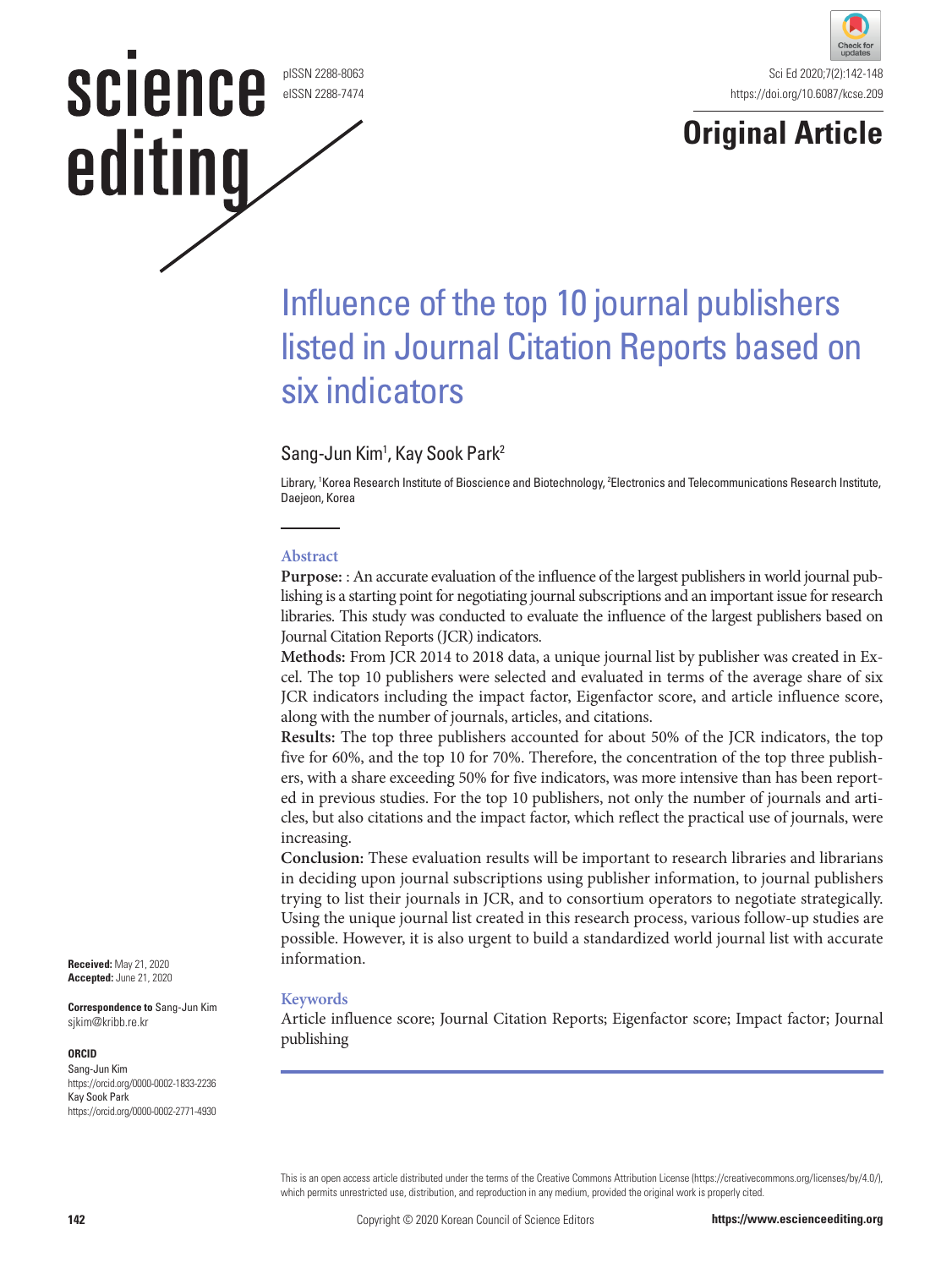Original Article

# Influence of the top 10 journal publishers listed in Journal Citation Reports based on six indicators

Sang-Jun Kim[1], Kay Sook Park[2]

Library, [1]Korea Research Institute of Bioscience and Biotechnology, [2]Electronics and Telecommunications Research Institute, Daejeon, Korea

## Abstract

**Purpose:** : An accurate evaluation of the influence of the largest publishers in world journal publishing is a starting point for negotiating journal subscriptions and an important issue for research libraries. This study was conducted to evaluate the influence of the largest publishers based on Journal Citation Reports (JCR) indicators.

**Methods:** From JCR 2014 to 2018 data, a unique journal list by publisher was created in Excel. The top 10 publishers were selected and evaluated in terms of the average share of six JCR indicators including the impact factor, Eigenfactor score, and article influence score, along with the number of journals, articles, and citations.

**Results:** The top three publishers accounted for about 50% of the JCR indicators, the top five for 60%, and the top 10 for 70%. Therefore, the concentration of the top three publishers, with a share exceeding 50% for five indicators, was more intensive than has been reported in previous studies. For the top 10 publishers, not only the number of journals and articles, but also citations and the impact factor, which reflect the practical use of journals, were increasing.

**Conclusion:** These evaluation results will be important to research libraries and librarians in deciding upon journal subscriptions using publisher information, to journal publishers trying to list their journals in JCR, and to consortium operators to negotiate strategically. Using the unique journal list created in this research process, various follow-up studies are possible. However, it is also urgent to build a standardized world journal list with accurate information.

## Keywords

Article influence score; Journal Citation Reports; Eigenfactor score; Impact factor; Journal publishing

**Received:** May 21, 2020
**Accepted:** June 21, 2020

**Correspondence to** Sang-Jun Kim
sjkim@kribb.re.kr

**ORCID**
Sang-Jun Kim
https://orcid.org/0000-0002-1833-2236
Kay Sook Park
https://orcid.org/0000-0002-2771-4930

This is an open access article distributed under the terms of the Creative Commons Attribution License (https://creativecommons.org/licenses/by/4.0/), which permits unrestricted use, distribution, and reproduction in any medium, provided the original work is properly cited.

Copyright © 2020 Korean Council of Science Editors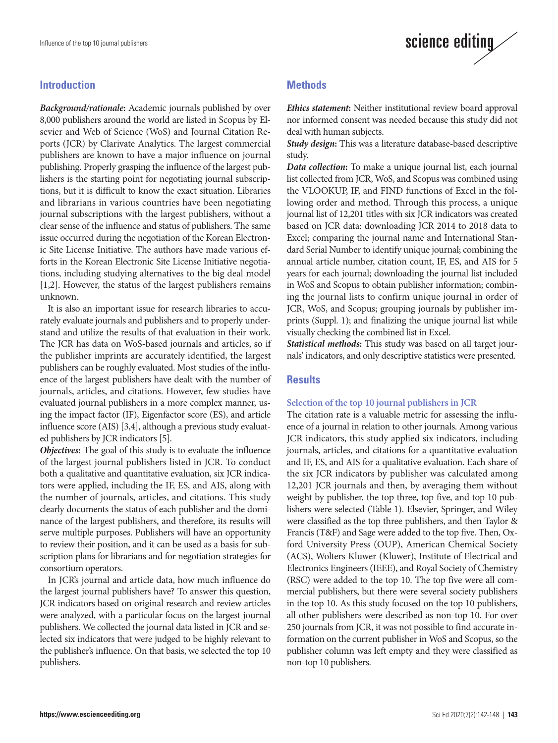## Introduction

***Background/rationale*:** Academic journals published by over 8,000 publishers around the world are listed in Scopus by Elsevier and Web of Science (WoS) and Journal Citation Reports (JCR) by Clarivate Analytics. The largest commercial publishers are known to have a major influence on journal publishing. Properly grasping the influence of the largest publishers is the starting point for negotiating journal subscriptions, but it is difficult to know the exact situation. Libraries and librarians in various countries have been negotiating journal subscriptions with the largest publishers, without a clear sense of the influence and status of publishers. The same issue occurred during the negotiation of the Korean Electronic Site License Initiative. The authors have made various efforts in the Korean Electronic Site License Initiative negotiations, including studying alternatives to the big deal model [1,2]. However, the status of the largest publishers remains unknown.

It is also an important issue for research libraries to accurately evaluate journals and publishers and to properly understand and utilize the results of that evaluation in their work. The JCR has data on WoS-based journals and articles, so if the publisher imprints are accurately identified, the largest publishers can be roughly evaluated. Most studies of the influence of the largest publishers have dealt with the number of journals, articles, and citations. However, few studies have evaluated journal publishers in a more complex manner, using the impact factor (IF), Eigenfactor score (ES), and article influence score (AIS) [3,4], although a previous study evaluated publishers by JCR indicators [5].

***Objectives*:** The goal of this study is to evaluate the influence of the largest journal publishers listed in JCR. To conduct both a qualitative and quantitative evaluation, six JCR indicators were applied, including the IF, ES, and AIS, along with the number of journals, articles, and citations. This study clearly documents the status of each publisher and the dominance of the largest publishers, and therefore, its results will serve multiple purposes. Publishers will have an opportunity to review their position, and it can be used as a basis for subscription plans for librarians and for negotiation strategies for consortium operators.

In JCR's journal and article data, how much influence do the largest journal publishers have? To answer this question, JCR indicators based on original research and review articles were analyzed, with a particular focus on the largest journal publishers. We collected the journal data listed in JCR and selected six indicators that were judged to be highly relevant to the publisher's influence. On that basis, we selected the top 10 publishers.

## Methods

***Ethics statement*:** Neither institutional review board approval nor informed consent was needed because this study did not deal with human subjects.

***Study design*:** This was a literature database-based descriptive study.

***Data collection*:** To make a unique journal list, each journal list collected from JCR, WoS, and Scopus was combined using the VLOOKUP, IF, and FIND functions of Excel in the following order and method. Through this process, a unique journal list of 12,201 titles with six JCR indicators was created based on JCR data: downloading JCR 2014 to 2018 data to Excel; comparing the journal name and International Standard Serial Number to identify unique journal; combining the annual article number, citation count, IF, ES, and AIS for 5 years for each journal; downloading the journal list included in WoS and Scopus to obtain publisher information; combining the journal lists to confirm unique journal in order of JCR, WoS, and Scopus; grouping journals by publisher imprints (Suppl. 1); and finalizing the unique journal list while visually checking the combined list in Excel.

***Statistical methods*:** This study was based on all target journals' indicators, and only descriptive statistics were presented.

## Results

### Selection of the top 10 journal publishers in JCR

The citation rate is a valuable metric for assessing the influence of a journal in relation to other journals. Among various JCR indicators, this study applied six indicators, including journals, articles, and citations for a quantitative evaluation and IF, ES, and AIS for a qualitative evaluation. Each share of the six JCR indicators by publisher was calculated among 12,201 JCR journals and then, by averaging them without weight by publisher, the top three, top five, and top 10 publishers were selected (Table 1). Elsevier, Springer, and Wiley were classified as the top three publishers, and then Taylor & Francis (T&F) and Sage were added to the top five. Then, Oxford University Press (OUP), American Chemical Society (ACS), Wolters Kluwer (Kluwer), Institute of Electrical and Electronics Engineers (IEEE), and Royal Society of Chemistry (RSC) were added to the top 10. The top five were all commercial publishers, but there were several society publishers in the top 10. As this study focused on the top 10 publishers, all other publishers were described as non-top 10. For over 250 journals from JCR, it was not possible to find accurate information on the current publisher in WoS and Scopus, so the publisher column was left empty and they were classified as non-top 10 publishers.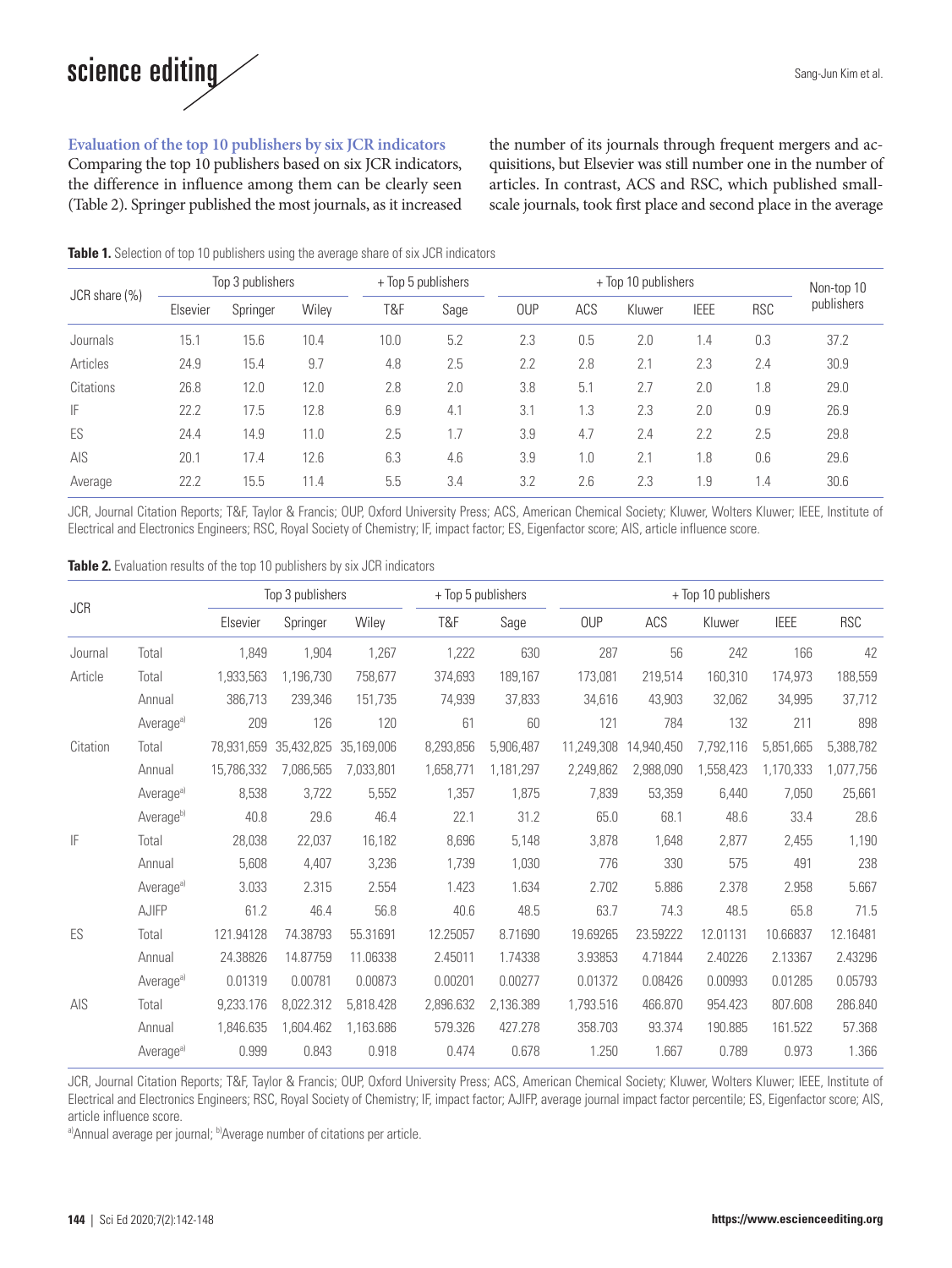### Evaluation of the top 10 publishers by six JCR indicators

Comparing the top 10 publishers based on six JCR indicators, the difference in influence among them can be clearly seen (Table 2). Springer published the most journals, as it increased the number of its journals through frequent mergers and acquisitions, but Elsevier was still number one in the number of articles. In contrast, ACS and RSC, which published small-scale journals, took first place and second place in the average

**Table 1.** Selection of top 10 publishers using the average share of six JCR indicators

| JCR share (%) | Top 3 publishers | | | + Top 5 publishers | | + Top 10 publishers | | | | | Non-top 10 publishers |
|---|---|---|---|---|---|---|---|---|---|---|---|
| | Elsevier | Springer | Wiley | T&F | Sage | OUP | ACS | Kluwer | IEEE | RSC | |
| Journals | 15.1 | 15.6 | 10.4 | 10.0 | 5.2 | 2.3 | 0.5 | 2.0 | 1.4 | 0.3 | 37.2 |
| Articles | 24.9 | 15.4 | 9.7 | 4.8 | 2.5 | 2.2 | 2.8 | 2.1 | 2.3 | 2.4 | 30.9 |
| Citations | 26.8 | 12.0 | 12.0 | 2.8 | 2.0 | 3.8 | 5.1 | 2.7 | 2.0 | 1.8 | 29.0 |
| IF | 22.2 | 17.5 | 12.8 | 6.9 | 4.1 | 3.1 | 1.3 | 2.3 | 2.0 | 0.9 | 26.9 |
| ES | 24.4 | 14.9 | 11.0 | 2.5 | 1.7 | 3.9 | 4.7 | 2.4 | 2.2 | 2.5 | 29.8 |
| AIS | 20.1 | 17.4 | 12.6 | 6.3 | 4.6 | 3.9 | 1.0 | 2.1 | 1.8 | 0.6 | 29.6 |
| Average | 22.2 | 15.5 | 11.4 | 5.5 | 3.4 | 3.2 | 2.6 | 2.3 | 1.9 | 1.4 | 30.6 |

JCR, Journal Citation Reports; T&F, Taylor & Francis; OUP, Oxford University Press; ACS, American Chemical Society; Kluwer, Wolters Kluwer; IEEE, Institute of Electrical and Electronics Engineers; RSC, Royal Society of Chemistry; IF, impact factor; ES, Eigenfactor score; AIS, article influence score.

**Table 2.** Evaluation results of the top 10 publishers by six JCR indicators

| JCR | | Top 3 publishers | | | + Top 5 publishers | | + Top 10 publishers | | | | |
|---|---|---|---|---|---|---|---|---|---|---|---|
| | | Elsevier | Springer | Wiley | T&F | Sage | OUP | ACS | Kluwer | IEEE | RSC |
| Journal | Total | 1,849 | 1,904 | 1,267 | 1,222 | 630 | 287 | 56 | 242 | 166 | 42 |
| Article | Total | 1,933,563 | 1,196,730 | 758,677 | 374,693 | 189,167 | 173,081 | 219,514 | 160,310 | 174,973 | 188,559 |
| | Annual | 386,713 | 239,346 | 151,735 | 74,939 | 37,833 | 34,616 | 43,903 | 32,062 | 34,995 | 37,712 |
| | Average[a] | 209 | 126 | 120 | 61 | 60 | 121 | 784 | 132 | 211 | 898 |
| Citation | Total | 78,931,659 | 35,432,825 | 35,169,006 | 8,293,856 | 5,906,487 | 11,249,308 | 14,940,450 | 7,792,116 | 5,851,665 | 5,388,782 |
| | Annual | 15,786,332 | 7,086,565 | 7,033,801 | 1,658,771 | 1,181,297 | 2,249,862 | 2,988,090 | 1,558,423 | 1,170,333 | 1,077,756 |
| | Average[a] | 8,538 | 3,722 | 5,552 | 1,357 | 1,875 | 7,839 | 53,359 | 6,440 | 7,050 | 25,661 |
| | Average[b] | 40.8 | 29.6 | 46.4 | 22.1 | 31.2 | 65.0 | 68.1 | 48.6 | 33.4 | 28.6 |
| IF | Total | 28,038 | 22,037 | 16,182 | 8,696 | 5,148 | 3,878 | 1,648 | 2,877 | 2,455 | 1,190 |
| | Annual | 5,608 | 4,407 | 3,236 | 1,739 | 1,030 | 776 | 330 | 575 | 491 | 238 |
| | Average[a] | 3.033 | 2.315 | 2.554 | 1.423 | 1.634 | 2.702 | 5.886 | 2.378 | 2.958 | 5.667 |
| | AJIFP | 61.2 | 46.4 | 56.8 | 40.6 | 48.5 | 63.7 | 74.3 | 48.5 | 65.8 | 71.5 |
| ES | Total | 121.94128 | 74.38793 | 55.31691 | 12.25057 | 8.71690 | 19.69265 | 23.59222 | 12.01131 | 10.66837 | 12.16481 |
| | Annual | 24.38826 | 14.87759 | 11.06338 | 2.45011 | 1.74338 | 3.93853 | 4.71844 | 2.40226 | 2.13367 | 2.43296 |
| | Average[a] | 0.01319 | 0.00781 | 0.00873 | 0.00201 | 0.00277 | 0.01372 | 0.08426 | 0.00993 | 0.01285 | 0.05793 |
| AIS | Total | 9,233.176 | 8,022.312 | 5,818.428 | 2,896.632 | 2,136.389 | 1,793.516 | 466.870 | 954.423 | 807.608 | 286.840 |
| | Annual | 1,846.635 | 1,604.462 | 1,163.686 | 579.326 | 427.278 | 358.703 | 93.374 | 190.885 | 161.522 | 57.368 |
| | Average[a] | 0.999 | 0.843 | 0.918 | 0.474 | 0.678 | 1.250 | 1.667 | 0.789 | 0.973 | 1.366 |

JCR, Journal Citation Reports; T&F, Taylor & Francis; OUP, Oxford University Press; ACS, American Chemical Society; Kluwer, Wolters Kluwer; IEEE, Institute of Electrical and Electronics Engineers; RSC, Royal Society of Chemistry; IF, impact factor; AJIFP, average journal impact factor percentile; ES, Eigenfactor score; AIS, article influence score.

[a]Annual average per journal; [b]Average number of citations per article.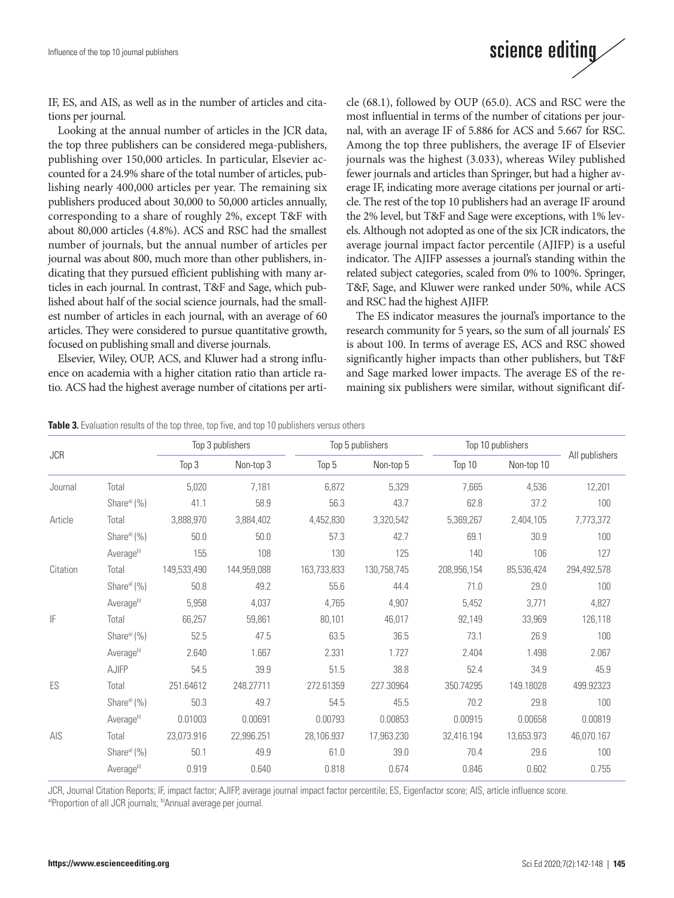IF, ES, and AIS, as well as in the number of articles and citations per journal.

Looking at the annual number of articles in the JCR data, the top three publishers can be considered mega-publishers, publishing over 150,000 articles. In particular, Elsevier accounted for a 24.9% share of the total number of articles, publishing nearly 400,000 articles per year. The remaining six publishers produced about 30,000 to 50,000 articles annually, corresponding to a share of roughly 2%, except T&F with about 80,000 articles (4.8%). ACS and RSC had the smallest number of journals, but the annual number of articles per journal was about 800, much more than other publishers, indicating that they pursued efficient publishing with many articles in each journal. In contrast, T&F and Sage, which published about half of the social science journals, had the smallest number of articles in each journal, with an average of 60 articles. They were considered to pursue quantitative growth, focused on publishing small and diverse journals.

Elsevier, Wiley, OUP, ACS, and Kluwer had a strong influence on academia with a higher citation ratio than article ratio. ACS had the highest average number of citations per article (68.1), followed by OUP (65.0). ACS and RSC were the most influential in terms of the number of citations per journal, with an average IF of 5.886 for ACS and 5.667 for RSC. Among the top three publishers, the average IF of Elsevier journals was the highest (3.033), whereas Wiley published fewer journals and articles than Springer, but had a higher average IF, indicating more average citations per journal or article. The rest of the top 10 publishers had an average IF around the 2% level, but T&F and Sage were exceptions, with 1% levels. Although not adopted as one of the six JCR indicators, the average journal impact factor percentile (AJIFP) is a useful indicator. The AJIFP assesses a journal's standing within the related subject categories, scaled from 0% to 100%. Springer, T&F, Sage, and Kluwer were ranked under 50%, while ACS and RSC had the highest AJIFP.

The ES indicator measures the journal's importance to the research community for 5 years, so the sum of all journals' ES is about 100. In terms of average ES, ACS and RSC showed significantly higher impacts than other publishers, but T&F and Sage marked lower impacts. The average ES of the remaining six publishers were similar, without significant dif-

**Table 3.** Evaluation results of the top three, top five, and top 10 publishers versus others

| JCR | | Top 3 publishers | | Top 5 publishers | | Top 10 publishers | | All publishers |
|---|---|---|---|---|---|---|---|---|
| | | Top 3 | Non-top 3 | Top 5 | Non-top 5 | Top 10 | Non-top 10 | |
| Journal | Total | 5,020 | 7,181 | 6,872 | 5,329 | 7,665 | 4,536 | 12,201 |
| | Share[a] (%) | 41.1 | 58.9 | 56.3 | 43.7 | 62.8 | 37.2 | 100 |
| Article | Total | 3,888,970 | 3,884,402 | 4,452,830 | 3,320,542 | 5,369,267 | 2,404,105 | 7,773,372 |
| | Share[a] (%) | 50.0 | 50.0 | 57.3 | 42.7 | 69.1 | 30.9 | 100 |
| | Average[b] | 155 | 108 | 130 | 125 | 140 | 106 | 127 |
| Citation | Total | 149,533,490 | 144,959,088 | 163,733,833 | 130,758,745 | 208,956,154 | 85,536,424 | 294,492,578 |
| | Share[a] (%) | 50.8 | 49.2 | 55.6 | 44.4 | 71.0 | 29.0 | 100 |
| | Average[b] | 5,958 | 4,037 | 4,765 | 4,907 | 5,452 | 3,771 | 4,827 |
| IF | Total | 66,257 | 59,861 | 80,101 | 46,017 | 92,149 | 33,969 | 126,118 |
| | Share[a] (%) | 52.5 | 47.5 | 63.5 | 36.5 | 73.1 | 26.9 | 100 |
| | Average[b] | 2.640 | 1.667 | 2.331 | 1.727 | 2.404 | 1.498 | 2.067 |
| | AJIFP | 54.5 | 39.9 | 51.5 | 38.8 | 52.4 | 34.9 | 45.9 |
| ES | Total | 251.64612 | 248.27711 | 272.61359 | 227.30964 | 350.74295 | 149.18028 | 499.92323 |
| | Share[a] (%) | 50.3 | 49.7 | 54.5 | 45.5 | 70.2 | 29.8 | 100 |
| | Average[b] | 0.01003 | 0.00691 | 0.00793 | 0.00853 | 0.00915 | 0.00658 | 0.00819 |
| AIS | Total | 23,073.916 | 22,996.251 | 28,106.937 | 17,963.230 | 32,416.194 | 13,653.973 | 46,070.167 |
| | Share[a] (%) | 50.1 | 49.9 | 61.0 | 39.0 | 70.4 | 29.6 | 100 |
| | Average[b] | 0.919 | 0.640 | 0.818 | 0.674 | 0.846 | 0.602 | 0.755 |

JCR, Journal Citation Reports; IF, impact factor; AJIFP, average journal impact factor percentile; ES, Eigenfactor score; AIS, article influence score.
[a]Proportion of all JCR journals; [b]Annual average per journal.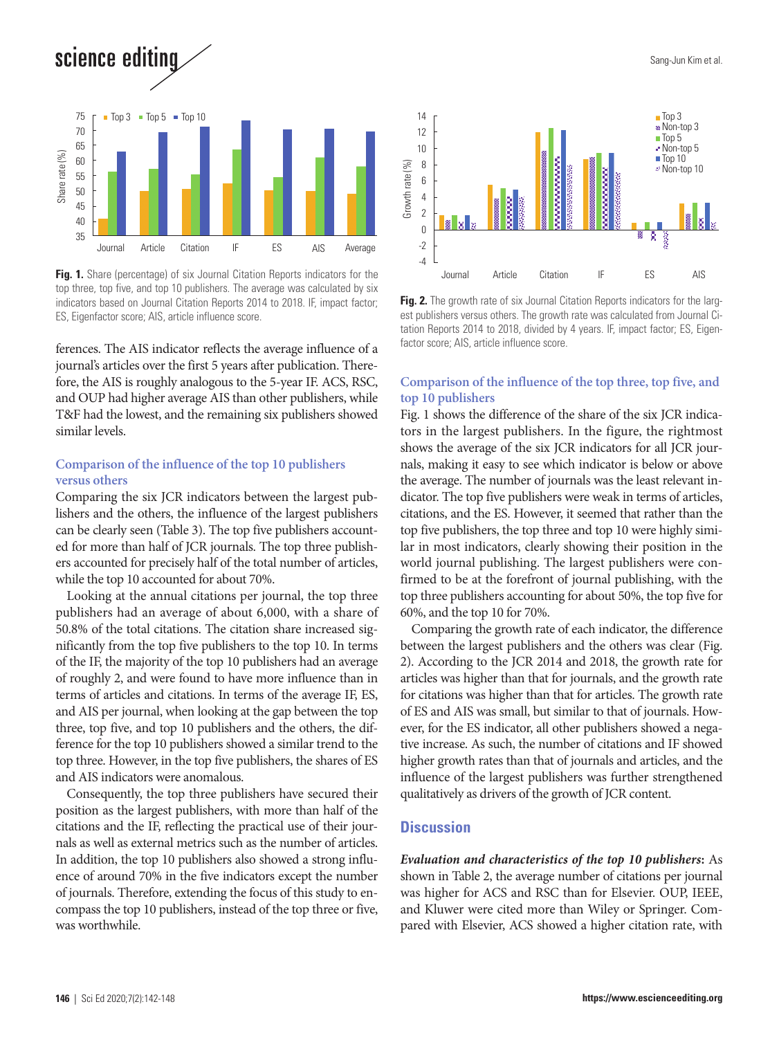Fig. 1. Share (percentage) of six Journal Citation Reports indicators for the top three, top five, and top 10 publishers. The average was calculated by six indicators based on Journal Citation Reports 2014 to 2018. IF, impact factor; ES, Eigenfactor score; AIS, article influence score.

ferences. The AIS indicator reflects the average influence of a journal's articles over the first 5 years after publication. Therefore, the AIS is roughly analogous to the 5-year IF. ACS, RSC, and OUP had higher average AIS than other publishers, while T&F had the lowest, and the remaining six publishers showed similar levels.

### Comparison of the influence of the top 10 publishers versus others

Comparing the six JCR indicators between the largest publishers and the others, the influence of the largest publishers can be clearly seen (Table 3). The top five publishers accounted for more than half of JCR journals. The top three publishers accounted for precisely half of the total number of articles, while the top 10 accounted for about 70%.

Looking at the annual citations per journal, the top three publishers had an average of about 6,000, with a share of 50.8% of the total citations. The citation share increased significantly from the top five publishers to the top 10. In terms of the IF, the majority of the top 10 publishers had an average of roughly 2, and were found to have more influence than in terms of articles and citations. In terms of the average IF, ES, and AIS per journal, when looking at the gap between the top three, top five, and top 10 publishers and the others, the difference for the top 10 publishers showed a similar trend to the top three. However, in the top five publishers, the shares of ES and AIS indicators were anomalous.

Consequently, the top three publishers have secured their position as the largest publishers, with more than half of the citations and the IF, reflecting the practical use of their journals as well as external metrics such as the number of articles. In addition, the top 10 publishers also showed a strong influence of around 70% in the five indicators except the number of journals. Therefore, extending the focus of this study to encompass the top 10 publishers, instead of the top three or five, was worthwhile.

Fig. 2. The growth rate of six Journal Citation Reports indicators for the largest publishers versus others. The growth rate was calculated from Journal Citation Reports 2014 to 2018, divided by 4 years. IF, impact factor; ES, Eigenfactor score; AIS, article influence score.

### Comparison of the influence of the top three, top five, and top 10 publishers

Fig. 1 shows the difference of the share of the six JCR indicators in the largest publishers. In the figure, the rightmost shows the average of the six JCR indicators for all JCR journals, making it easy to see which indicator is below or above the average. The number of journals was the least relevant indicator. The top five publishers were weak in terms of articles, citations, and the ES. However, it seemed that rather than the top five publishers, the top three and top 10 were highly similar in most indicators, clearly showing their position in the world journal publishing. The largest publishers were confirmed to be at the forefront of journal publishing, with the top three publishers accounting for about 50%, the top five for 60%, and the top 10 for 70%.

Comparing the growth rate of each indicator, the difference between the largest publishers and the others was clear (Fig. 2). According to the JCR 2014 and 2018, the growth rate for articles was higher than that for journals, and the growth rate for citations was higher than that for articles. The growth rate of ES and AIS was small, but similar to that of journals. However, for the ES indicator, all other publishers showed a negative increase. As such, the number of citations and IF showed higher growth rates than that of journals and articles, and the influence of the largest publishers was further strengthened qualitatively as drivers of the growth of JCR content.

## Discussion

***Evaluation and characteristics of the top 10 publishers*:** As shown in Table 2, the average number of citations per journal was higher for ACS and RSC than for Elsevier. OUP, IEEE, and Kluwer were cited more than Wiley or Springer. Compared with Elsevier, ACS showed a higher citation rate, with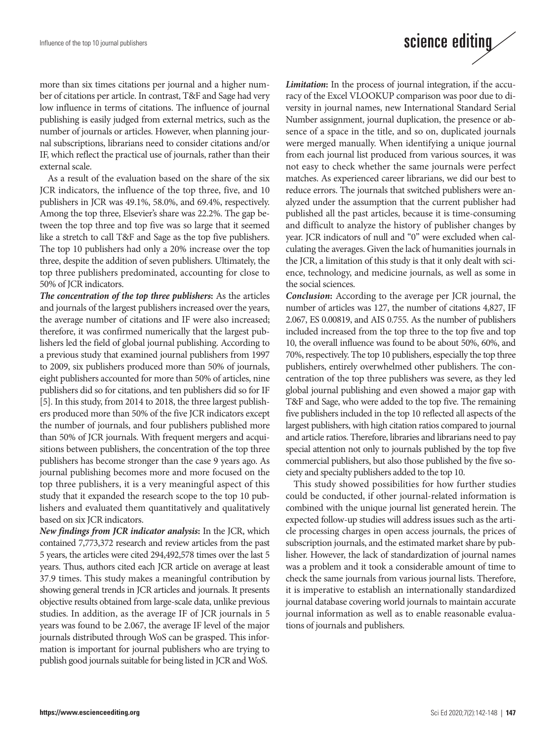more than six times citations per journal and a higher number of citations per article. In contrast, T&F and Sage had very low influence in terms of citations. The influence of journal publishing is easily judged from external metrics, such as the number of journals or articles. However, when planning journal subscriptions, librarians need to consider citations and/or IF, which reflect the practical use of journals, rather than their external scale.

As a result of the evaluation based on the share of the six JCR indicators, the influence of the top three, five, and 10 publishers in JCR was 49.1%, 58.0%, and 69.4%, respectively. Among the top three, Elsevier's share was 22.2%. The gap between the top three and top five was so large that it seemed like a stretch to call T&F and Sage as the top five publishers. The top 10 publishers had only a 20% increase over the top three, despite the addition of seven publishers. Ultimately, the top three publishers predominated, accounting for close to 50% of JCR indicators.

***The concentration of the top three publishers*:** As the articles and journals of the largest publishers increased over the years, the average number of citations and IF were also increased; therefore, it was confirmed numerically that the largest publishers led the field of global journal publishing. According to a previous study that examined journal publishers from 1997 to 2009, six publishers produced more than 50% of journals, eight publishers accounted for more than 50% of articles, nine publishers did so for citations, and ten publishers did so for IF [5]. In this study, from 2014 to 2018, the three largest publishers produced more than 50% of the five JCR indicators except the number of journals, and four publishers published more than 50% of JCR journals. With frequent mergers and acquisitions between publishers, the concentration of the top three publishers has become stronger than the case 9 years ago. As journal publishing becomes more and more focused on the top three publishers, it is a very meaningful aspect of this study that it expanded the research scope to the top 10 publishers and evaluated them quantitatively and qualitatively based on six JCR indicators.

***New findings from JCR indicator analysis*:** In the JCR, which contained 7,773,372 research and review articles from the past 5 years, the articles were cited 294,492,578 times over the last 5 years. Thus, authors cited each JCR article on average at least 37.9 times. This study makes a meaningful contribution by showing general trends in JCR articles and journals. It presents objective results obtained from large-scale data, unlike previous studies. In addition, as the average IF of JCR journals in 5 years was found to be 2.067, the average IF level of the major journals distributed through WoS can be grasped. This information is important for journal publishers who are trying to publish good journals suitable for being listed in JCR and WoS.

***Limitation*:** In the process of journal integration, if the accuracy of the Excel VLOOKUP comparison was poor due to diversity in journal names, new International Standard Serial Number assignment, journal duplication, the presence or absence of a space in the title, and so on, duplicated journals were merged manually. When identifying a unique journal from each journal list produced from various sources, it was not easy to check whether the same journals were perfect matches. As experienced career librarians, we did our best to reduce errors. The journals that switched publishers were analyzed under the assumption that the current publisher had published all the past articles, because it is time-consuming and difficult to analyze the history of publisher changes by year. JCR indicators of null and "0" were excluded when calculating the averages. Given the lack of humanities journals in the JCR, a limitation of this study is that it only dealt with science, technology, and medicine journals, as well as some in the social sciences.

***Conclusion*:** According to the average per JCR journal, the number of articles was 127, the number of citations 4,827, IF 2.067, ES 0.00819, and AIS 0.755. As the number of publishers included increased from the top three to the top five and top 10, the overall influence was found to be about 50%, 60%, and 70%, respectively. The top 10 publishers, especially the top three publishers, entirely overwhelmed other publishers. The concentration of the top three publishers was severe, as they led global journal publishing and even showed a major gap with T&F and Sage, who were added to the top five. The remaining five publishers included in the top 10 reflected all aspects of the largest publishers, with high citation ratios compared to journal and article ratios. Therefore, libraries and librarians need to pay special attention not only to journals published by the top five commercial publishers, but also those published by the five society and specialty publishers added to the top 10.

This study showed possibilities for how further studies could be conducted, if other journal-related information is combined with the unique journal list generated herein. The expected follow-up studies will address issues such as the article processing charges in open access journals, the prices of subscription journals, and the estimated market share by publisher. However, the lack of standardization of journal names was a problem and it took a considerable amount of time to check the same journals from various journal lists. Therefore, it is imperative to establish an internationally standardized journal database covering world journals to maintain accurate journal information as well as to enable reasonable evaluations of journals and publishers.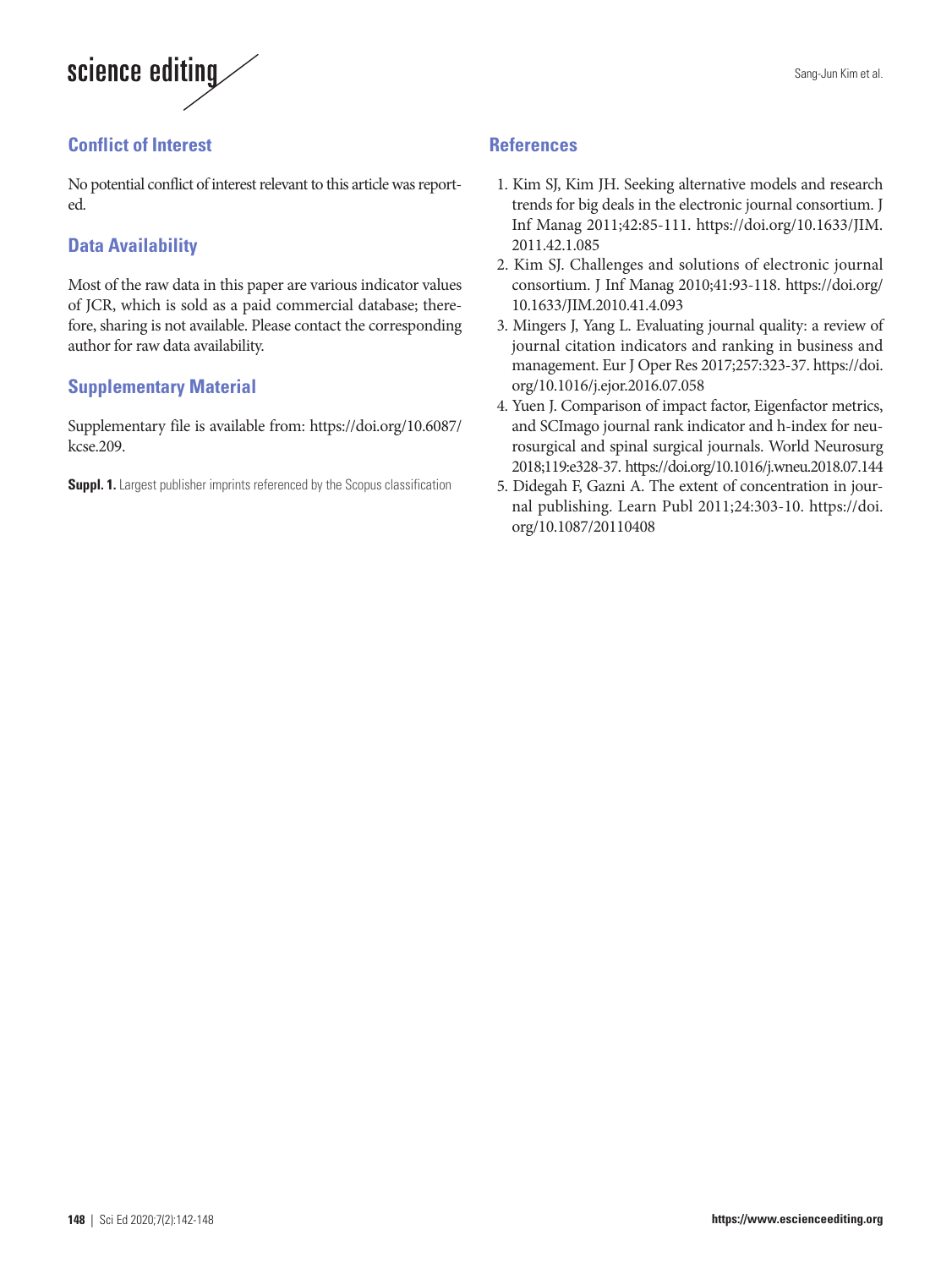## Conflict of Interest

No potential conflict of interest relevant to this article was reported.

## Data Availability

Most of the raw data in this paper are various indicator values of JCR, which is sold as a paid commercial database; therefore, sharing is not available. Please contact the corresponding author for raw data availability.

## Supplementary Material

Supplementary file is available from: https://doi.org/10.6087/kcse.209.

**Suppl. 1.** Largest publisher imprints referenced by the Scopus classification

## References

1. Kim SJ, Kim JH. Seeking alternative models and research trends for big deals in the electronic journal consortium. J Inf Manag 2011;42:85-111. https://doi.org/10.1633/JIM.2011.42.1.085
2. Kim SJ. Challenges and solutions of electronic journal consortium. J Inf Manag 2010;41:93-118. https://doi.org/10.1633/JIM.2010.41.4.093
3. Mingers J, Yang L. Evaluating journal quality: a review of journal citation indicators and ranking in business and management. Eur J Oper Res 2017;257:323-37. https://doi.org/10.1016/j.ejor.2016.07.058
4. Yuen J. Comparison of impact factor, Eigenfactor metrics, and SCImago journal rank indicator and h-index for neurosurgical and spinal surgical journals. World Neurosurg 2018;119:e328-37. https://doi.org/10.1016/j.wneu.2018.07.144
5. Didegah F, Gazni A. The extent of concentration in journal publishing. Learn Publ 2011;24:303-10. https://doi.org/10.1087/20110408